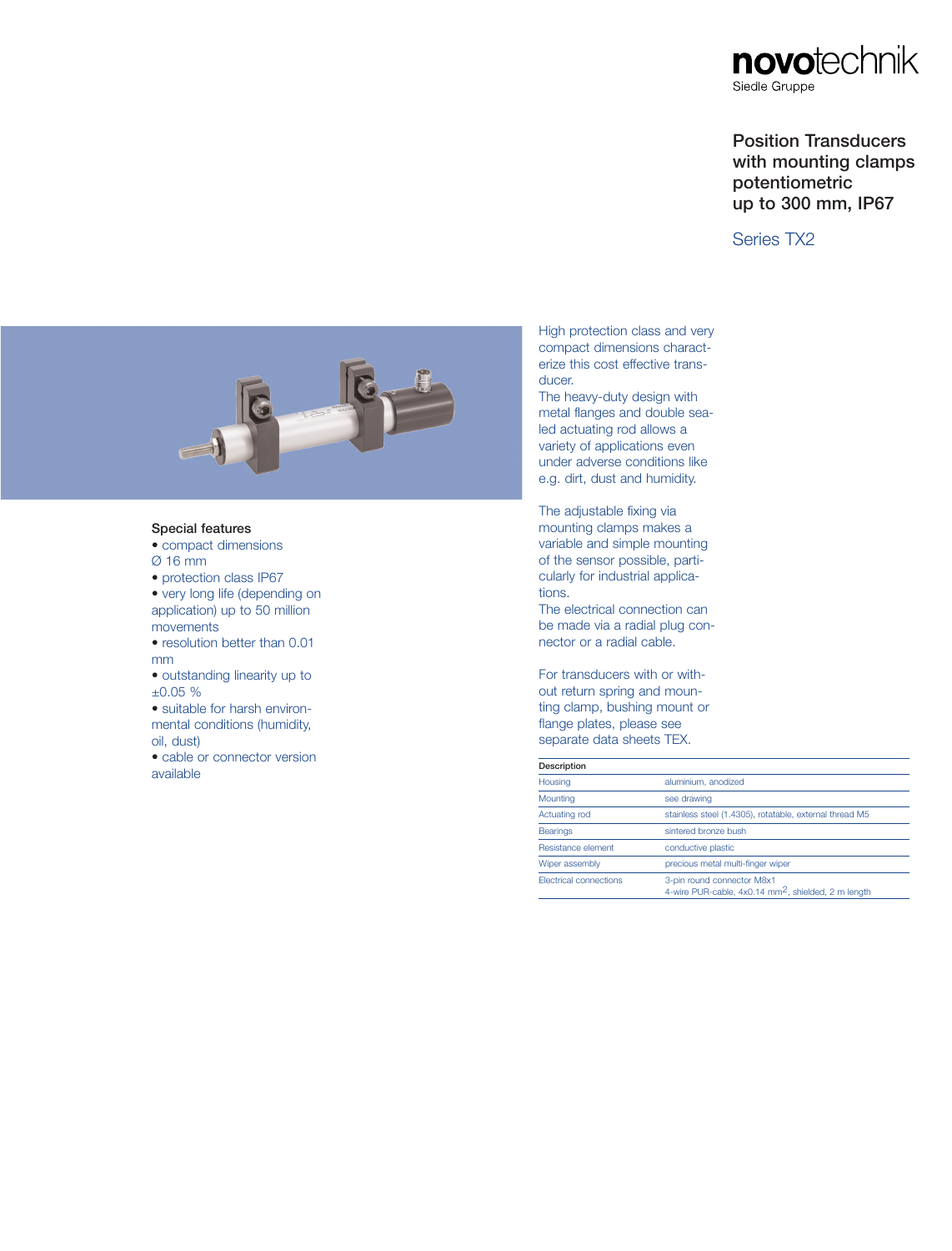novotechnik
Siedle Gruppe

# Position Transducers with mounting clamps potentiometric up to 300 mm, IP67

## Series TX2

High protection class and very compact dimensions characterize this cost effective transducer.
The heavy-duty design with metal flanges and double sealed actuating rod allows a variety of applications even under adverse conditions like e.g. dirt, dust and humidity.

The adjustable fixing via mounting clamps makes a variable and simple mounting of the sensor possible, particularly for industrial applications.
The electrical connection can be made via a radial plug connector or a radial cable.

For transducers with or without return spring and mounting clamp, bushing mount or flange plates, please see separate data sheets TEX.

### Special features

- compact dimensions Ø 16 mm
- protection class IP67
- very long life (depending on application) up to 50 million movements
- resolution better than 0.01 mm
- outstanding linearity up to ±0.05 %
- suitable for harsh environmental conditions (humidity, oil, dust)
- cable or connector version available

| Description | |
|---|---|
| Housing | aluminium, anodized |
| Mounting | see drawing |
| Actuating rod | stainless steel (1.4305), rotatable, external thread M5 |
| Bearings | sintered bronze bush |
| Resistance element | conductive plastic |
| Wiper assembly | precious metal multi-finger wiper |
| Electrical connections | 3-pin round connector M8x1<br>4-wire PUR-cable, 4x0.14 $mm^2$, shielded, 2 m length |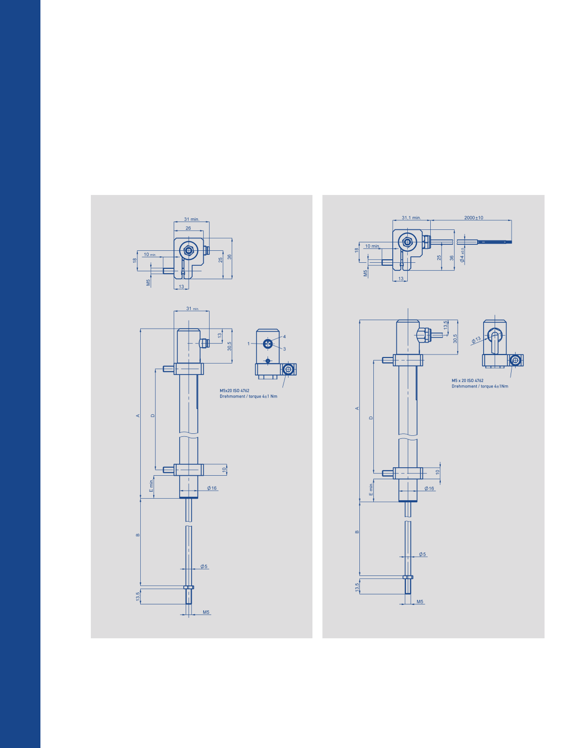M5x20 ISO 4762
Drehmoment / torque 4±1 Nm

M5 x 20 ISO 4762
Drehmoment / torque 4±1Nm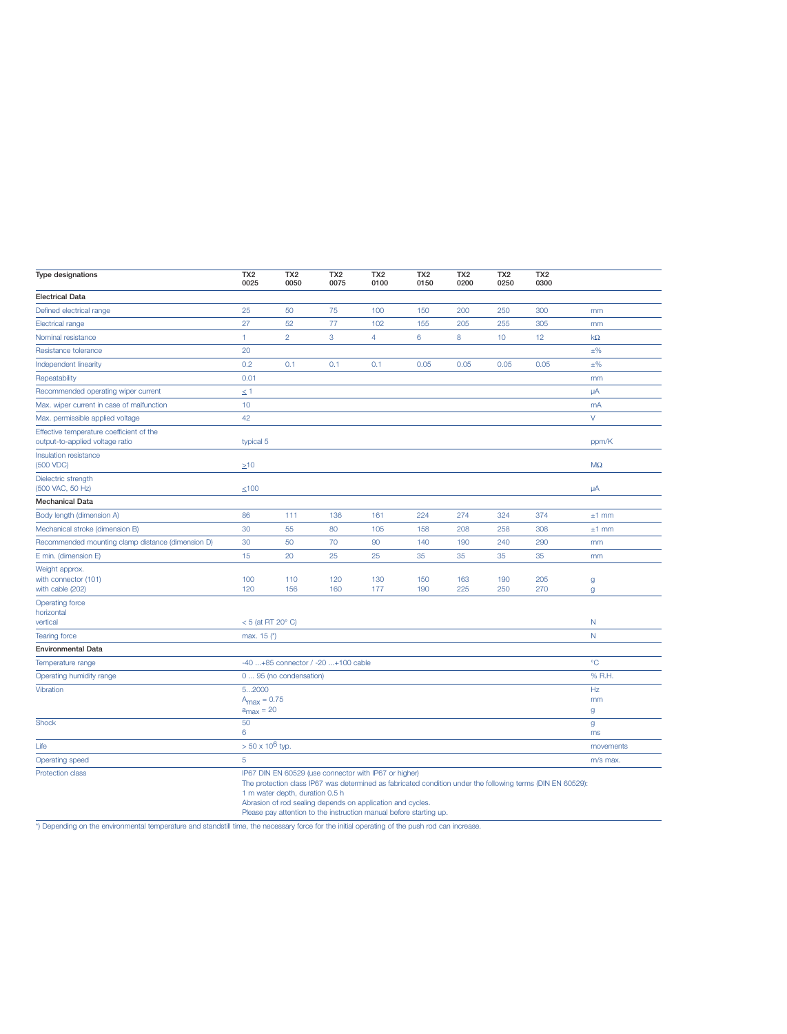| Type designations | TX2 0025 | TX2 0050 | TX2 0075 | TX2 0100 | TX2 0150 | TX2 0200 | TX2 0250 | TX2 0300 | |
|---|---|---|---|---|---|---|---|---|---|
| **Electrical Data** | | | | | | | | | |
| Defined electrical range | 25 | 50 | 75 | 100 | 150 | 200 | 250 | 300 | mm |
| Electrical range | 27 | 52 | 77 | 102 | 155 | 205 | 255 | 305 | mm |
| Nominal resistance | 1 | 2 | 3 | 4 | 6 | 8 | 10 | 12 | kΩ |
| Resistance tolerance | 20 | | | | | | | | ±% |
| Independent linearity | 0.2 | 0.1 | 0.1 | 0.1 | 0.05 | 0.05 | 0.05 | 0.05 | ±% |
| Repeatability | 0.01 | | | | | | | | mm |
| Recommended operating wiper current | ≤ 1 | | | | | | | | μA |
| Max. wiper current in case of malfunction | 10 | | | | | | | | mA |
| Max. permissible applied voltage | 42 | | | | | | | | V |
| Effective temperature coefficient of the output-to-applied voltage ratio | typical 5 | | | | | | | | ppm/K |
| Insulation resistance (500 VDC) | ≥10 | | | | | | | | MΩ |
| Dielectric strength (500 VAC, 50 Hz) | ≤100 | | | | | | | | μA |
| **Mechanical Data** | | | | | | | | | |
| Body length (dimension A) | 86 | 111 | 136 | 161 | 224 | 274 | 324 | 374 | ±1 mm |
| Mechanical stroke (dimension B) | 30 | 55 | 80 | 105 | 158 | 208 | 258 | 308 | ±1 mm |
| Recommended mounting clamp distance (dimension D) | 30 | 50 | 70 | 90 | 140 | 190 | 240 | 290 | mm |
| E min. (dimension E) | 15 | 20 | 25 | 25 | 35 | 35 | 35 | 35 | mm |
| Weight approx. with connector (101) | 100 | 110 | 120 | 130 | 150 | 163 | 190 | 205 | g |
| with cable (202) | 120 | 156 | 160 | 177 | 190 | 225 | 250 | 270 | g |
| Operating force horizontal vertical | < 5 (at RT 20° C) | | | | | | | | N |
| Tearing force | max. 15 (*) | | | | | | | | N |
| **Environmental Data** | | | | | | | | | |
| Temperature range | -40 ...+85 connector / -20 ...+100 cable | | | | | | | | °C |
| Operating humidity range | 0 ... 95 (no condensation) | | | | | | | | % R.H. |
| Vibration | 5...2000<br>$A_{max}$ = 0.75<br>$a_{max}$ = 20 | | | | | | | | Hz<br>mm<br>g |
| Shock | 50<br>6 | | | | | | | | g<br>ms |
| Life | > 50 x $10^6$ typ. | | | | | | | | movements |
| Operating speed | 5 | | | | | | | | m/s max. |
| Protection class | IP67 DIN EN 60529 (use connector with IP67 or higher)<br>The protection class IP67 was determined as fabricated condition under the following terms (DIN EN 60529):<br>1 m water depth, duration 0.5 h<br>Abrasion of rod sealing depends on application and cycles.<br>Please pay attention to the instruction manual before starting up. | | | | | | | | |

*) Depending on the environmental temperature and standstill time, the necessary force for the initial operating of the push rod can increase.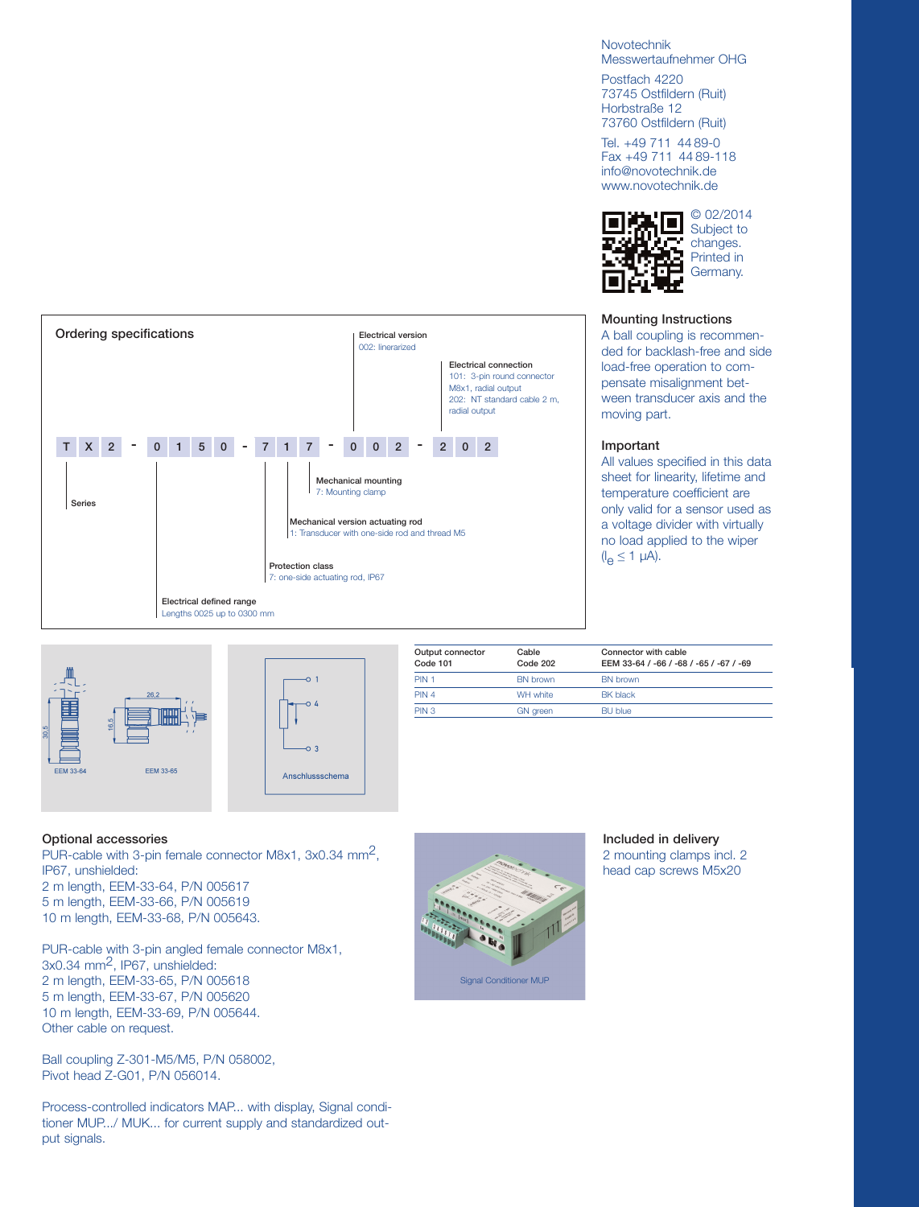Novotechnik
Messwertaufnehmer OHG

Postfach 4220
73745 Ostfildern (Ruit)
Horbstraße 12
73760 Ostfildern (Ruit)

Tel. +49 711 44 89-0
Fax +49 711 44 89-118
info@novotechnik.de
www.novotechnik.de

© 02/2014
Subject to changes.
Printed in Germany.

## Ordering specifications

T X 2 - 0 1 5 0 - 7 1 7 - 0 0 2 - 2 0 2

**Series**: TX2

**Electrical defined range**
Lengths 0025 up to 0300 mm

**Protection class**
7: one-side actuating rod, IP67

**Mechanical version actuating rod**
1: Transducer with one-side rod and thread M5

**Mechanical mounting**
7: Mounting clamp

**Electrical version**
002: linerarized

**Electrical connection**
101: 3-pin round connector M8x1, radial output
202: NT standard cable 2 m, radial output

## Mounting Instructions

A ball coupling is recommended for backlash-free and side load-free operation to compensate misalignment between transducer axis and the moving part.

## Important

All values specified in this data sheet for linearity, lifetime and temperature coefficient are only valid for a sensor used as a voltage divider with virtually no load applied to the wiper ($I_e \leq 1$ µA).

30,5
16,5
26,2
EEM 33-64
EEM 33-65

1
4
3
Anschlussschema

| Output connector Code 101 | Cable Code 202 | Connector with cable EEM 33-64 / -66 / -68 / -65 / -67 / -69 |
|---|---|---|
| PIN 1 | BN brown | BN brown |
| PIN 4 | WH white | BK black |
| PIN 3 | GN green | BU blue |

## Optional accessories

PUR-cable with 3-pin female connector M8x1, 3x0.34 mm$^2$, IP67, unshielded:
2 m length, EEM-33-64, P/N 005617
5 m length, EEM-33-66, P/N 005619
10 m length, EEM-33-68, P/N 005643.

PUR-cable with 3-pin angled female connector M8x1, 3x0.34 mm$^2$, IP67, unshielded:
2 m length, EEM-33-65, P/N 005618
5 m length, EEM-33-67, P/N 005620
10 m length, EEM-33-69, P/N 005644.
Other cable on request.

Ball coupling Z-301-M5/M5, P/N 058002,
Pivot head Z-G01, P/N 056014.

Process-controlled indicators MAP... with display, Signal conditioner MUP.../ MUK... for current supply and standardized output signals.

Signal Conditioner MUP

## Included in delivery

2 mounting clamps incl. 2 head cap screws M5x20